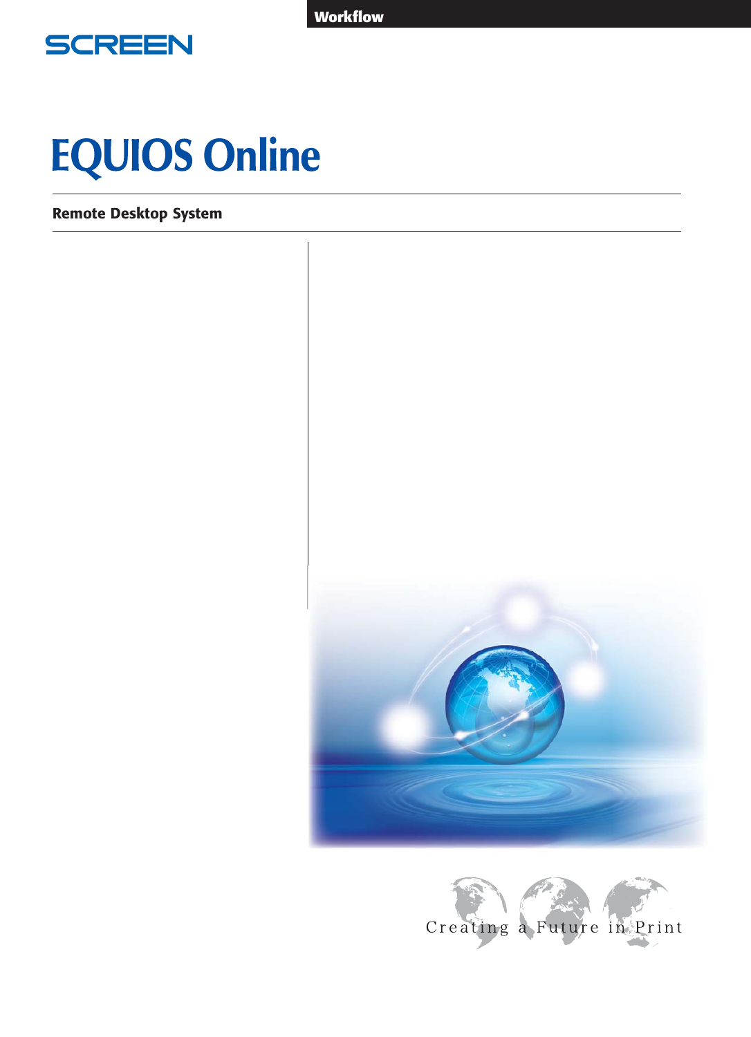Workflow

SCREEN

# EQUIOS Online

## Remote Desktop System

Creating a Future in Print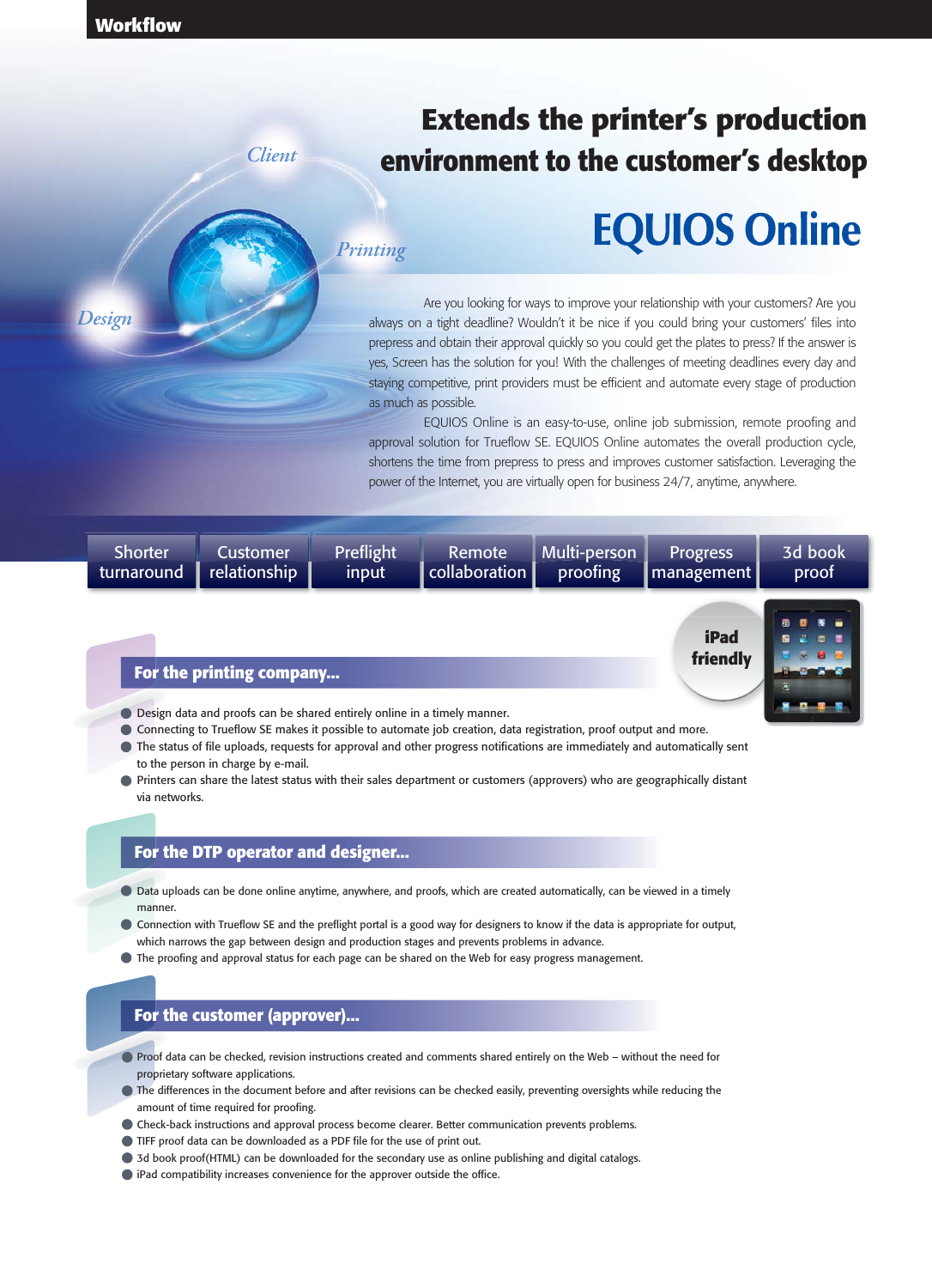# Extends the printer's production environment to the customer's desktop

# EQUIOS Online

Are you looking for ways to improve your relationship with your customers? Are you always on a tight deadline? Wouldn't it be nice if you could bring your customers' files into prepress and obtain their approval quickly so you could get the plates to press? If the answer is yes, Screen has the solution for you! With the challenges of meeting deadlines every day and staying competitive, print providers must be efficient and automate every stage of production as much as possible.

EQUIOS Online is an easy-to-use, online job submission, remote proofing and approval solution for Trueflow SE. EQUIOS Online automates the overall production cycle, shortens the time from prepress to press and improves customer satisfaction. Leveraging the power of the Internet, you are virtually open for business 24/7, anytime, anywhere.

| Shorter turnaround | Customer relationship | Preflight input | Remote collaboration | Multi-person proofing | Progress management | 3d book proof |
|---|---|---|---|---|---|---|

**iPad friendly**

## For the printing company...

- Design data and proofs can be shared entirely online in a timely manner.
- Connecting to Trueflow SE makes it possible to automate job creation, data registration, proof output and more.
- The status of file uploads, requests for approval and other progress notifications are immediately and automatically sent to the person in charge by e-mail.
- Printers can share the latest status with their sales department or customers (approvers) who are geographically distant via networks.

## For the DTP operator and designer...

- Data uploads can be done online anytime, anywhere, and proofs, which are created automatically, can be viewed in a timely manner.
- Connection with Trueflow SE and the preflight portal is a good way for designers to know if the data is appropriate for output, which narrows the gap between design and production stages and prevents problems in advance.
- The proofing and approval status for each page can be shared on the Web for easy progress management.

## For the customer (approver)...

- Proof data can be checked, revision instructions created and comments shared entirely on the Web – without the need for proprietary software applications.
- The differences in the document before and after revisions can be checked easily, preventing oversights while reducing the amount of time required for proofing.
- Check-back instructions and approval process become clearer. Better communication prevents problems.
- TIFF proof data can be downloaded as a PDF file for the use of print out.
- 3d book proof(HTML) can be downloaded for the secondary use as online publishing and digital catalogs.
- iPad compatibility increases convenience for the approver outside the office.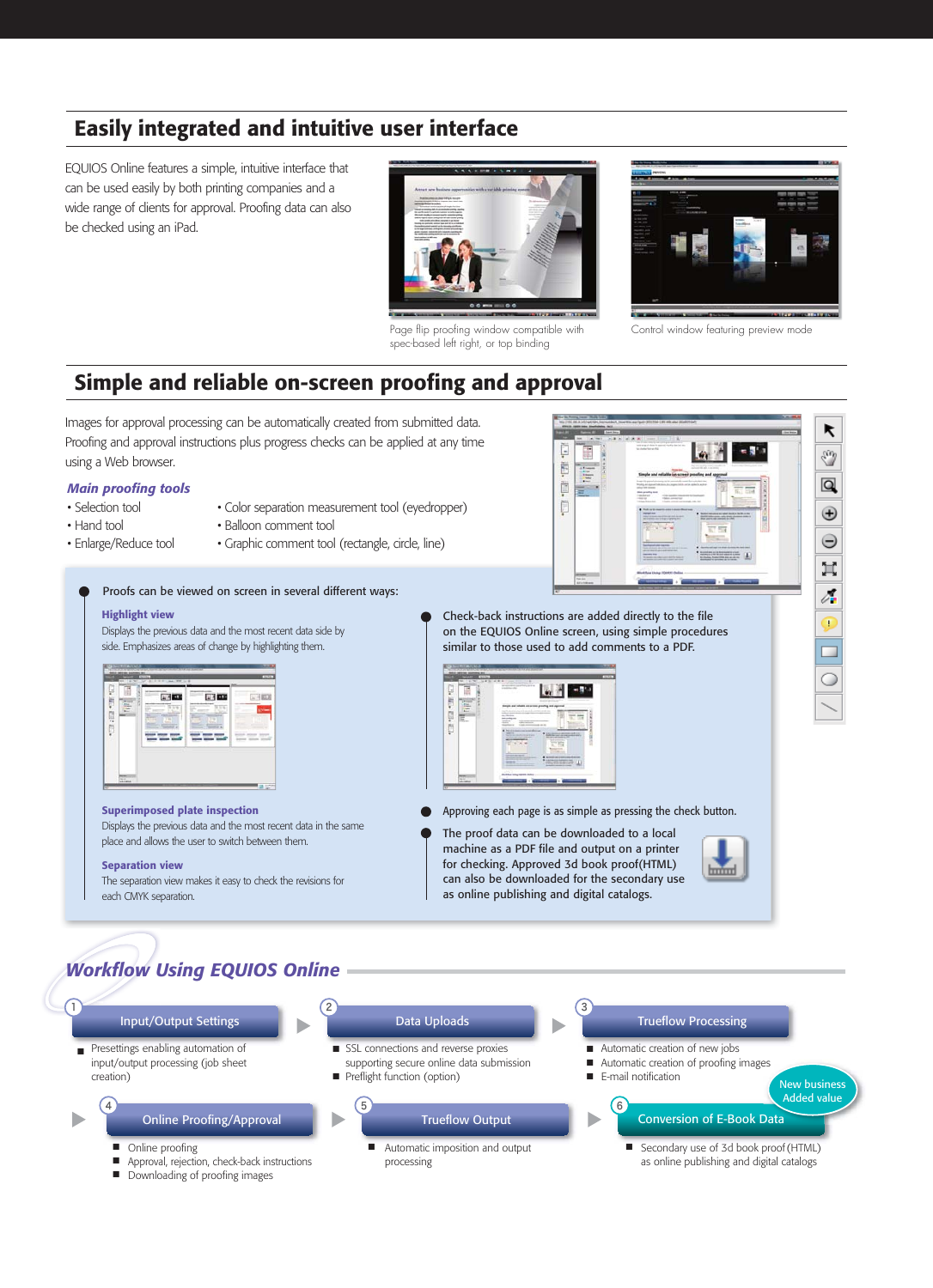## Easily integrated and intuitive user interface

EQUIOS Online features a simple, intuitive interface that can be used easily by both printing companies and a wide range of clients for approval. Proofing data can also be checked using an iPad.

Page flip proofing window compatible with spec-based left right, or top binding

Control window featuring preview mode

## Simple and reliable on-screen proofing and approval

Images for approval processing can be automatically created from submitted data. Proofing and approval instructions plus progress checks can be applied at any time using a Web browser.

### *Main proofing tools*

- Selection tool
- Hand tool
- Enlarge/Reduce tool
- Color separation measurement tool (eyedropper)
- Balloon comment tool
- Graphic comment tool (rectangle, circle, line)

- Proofs can be viewed on screen in several different ways:

**Highlight view**
Displays the previous data and the most recent data side by side. Emphasizes areas of change by highlighting them.

**Superimposed plate inspection**
Displays the previous data and the most recent data in the same place and allows the user to switch between them.

**Separation view**
The separation view makes it easy to check the revisions for each CMYK separation.

- Check-back instructions are added directly to the file on the EQUIOS Online screen, using simple procedures similar to those used to add comments to a PDF.
- Approving each page is as simple as pressing the check button.
- The proof data can be downloaded to a local machine as a PDF file and output on a printer for checking. Approved 3d book proof(HTML) can also be downloaded for the secondary use as online publishing and digital catalogs.

## *Workflow Using EQUIOS Online*

**1 Input/Output Settings**
- Presettings enabling automation of input/output processing (job sheet creation)

**2 Data Uploads**
- SSL connections and reverse proxies supporting secure online data submission
- Preflight function (option)

**3 Trueflow Processing**
- Automatic creation of new jobs
- Automatic creation of proofing images
- E-mail notification

**4 Online Proofing/Approval**
- Online proofing
- Approval, rejection, check-back instructions
- Downloading of proofing images

**5 Trueflow Output**
- Automatic imposition and output processing

**6 Conversion of E-Book Data** (New business Added value)
- Secondary use of 3d book proof(HTML) as online publishing and digital catalogs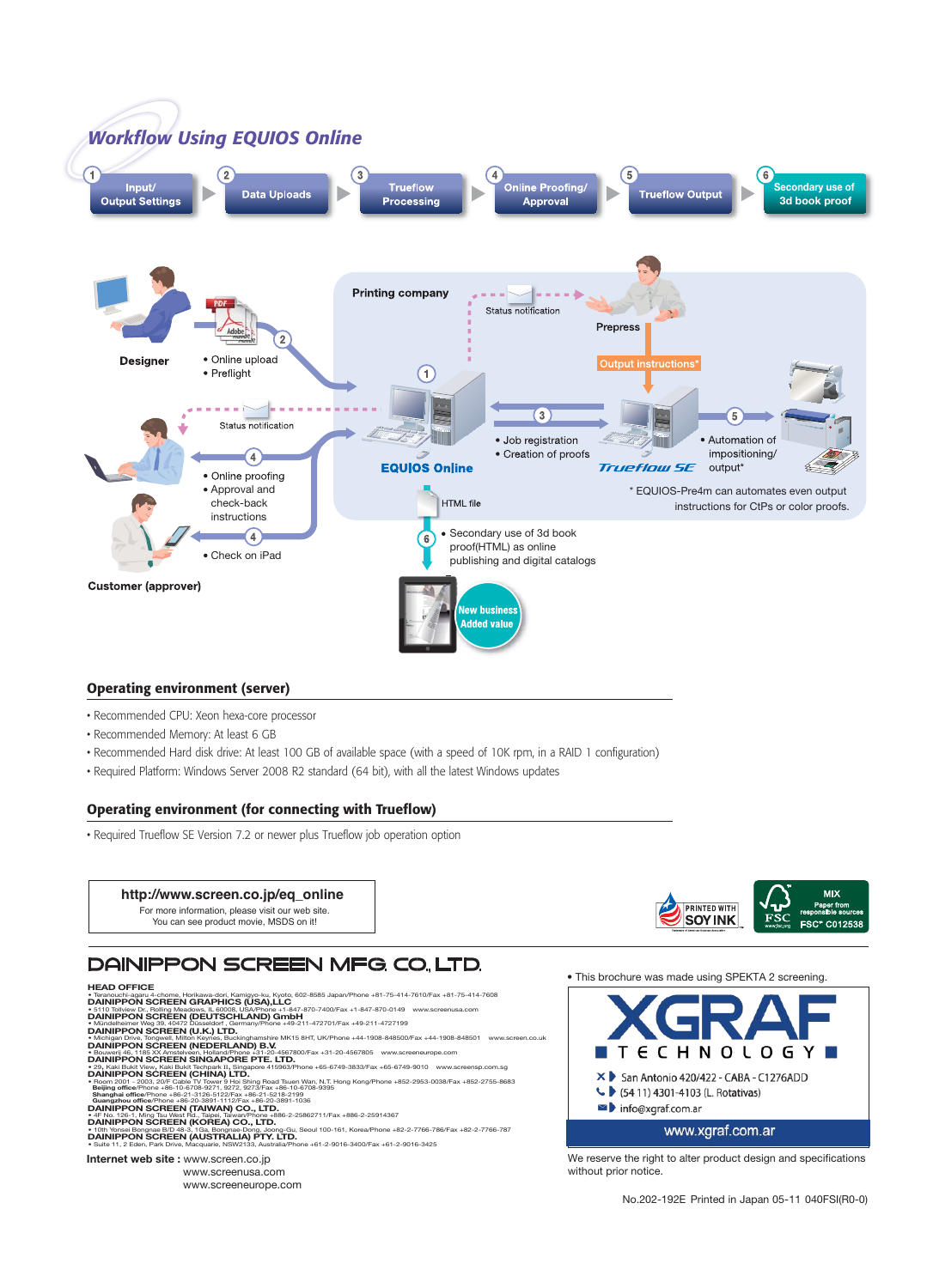## Workflow Using EQUIOS Online

1. Input/Output Settings
2. Data Uploads
3. Trueflow Processing
4. Online Proofing/Approval
5. Trueflow Output
6. Secondary use of 3d book proof

Designer

- Online upload
- Preflight

Status notification

- Online proofing
- Approval and check-back instructions

- Check on iPad

Customer (approver)

Printing company

Status notification

Prepress

Output instructions*

EQUIOS Online

- Job registration
- Creation of proofs

Trueflow SE

- Automation of impositioning/output*

\* EQUIOS-Pre4m can automates even output instructions for CtPs or color proofs.

HTML file

- Secondary use of 3d book proof(HTML) as online publishing and digital catalogs

New business
Added value

### Operating environment (server)

- Recommended CPU: Xeon hexa-core processor
- Recommended Memory: At least 6 GB
- Recommended Hard disk drive: At least 100 GB of available space (with a speed of 10K rpm, in a RAID 1 configuration)
- Required Platform: Windows Server 2008 R2 standard (64 bit), with all the latest Windows updates

### Operating environment (for connecting with Trueflow)

- Required Trueflow SE Version 7.2 or newer plus Trueflow job operation option

**http://www.screen.co.jp/eq_online**
For more information, please visit our web site.
You can see product movie, MSDS on it!

PRINTED WITH SOY INK

MIX Paper from responsible sources FSC® C012538

# DAINIPPON SCREEN MFG. CO., LTD.

**HEAD OFFICE**
• Teranouchi-agaru 4-chome, Horikawa-dori, Kamigyo-ku, Kyoto, 602-8585 Japan/Phone +81-75-414-7610/Fax +81-75-414-7608
**DAINIPPON SCREEN GRAPHICS (USA),LLC**
• 5110 Tollview Dr., Rolling Meadows, IL 60008, USA/Phone +1-847-870-7400/Fax +1-847-870-0149 www.screenusa.com
**DAINIPPON SCREEN (DEUTSCHLAND) GmbH**
• Mündelheimer Weg 39, 40472 Düsseldorf , Germany/Phone +49-211-472701/Fax +49-211-4727199
**DAINIPPON SCREEN (U.K.) LTD.**
• Michigan Drive, Tongwell, Milton Keynes, Buckinghamshire MK15 8HT, UK/Phone +44-1908-848500/Fax +44-1908-848501 www.screen.co.uk
**DAINIPPON SCREEN (NEDERLAND) B.V.**
• Bouwerij 46, 1185 XX Amstelveen, Holland/Phone +31-20-4567800/Fax +31-20-4567805 www.screeneurope.com
**DAINIPPON SCREEN SINGAPORE PTE. LTD.**
• 29, Kaki Bukit View, Kaki Bukit Techpark II, Singapore 415963/Phone +65-6749-3833/Fax +65-6749-9010 www.screensp.com.sg
**DAINIPPON SCREEN (CHINA) LTD.**
• Room 2001 - 2003, 20/F Cable TV Tower 9 Hoi Shing Road Tsuen Wan, N.T. Hong Kong/Phone +852-2953-0038/Fax +852-2755-8683
**Beijing office**/Phone +86-10-6708-9271, 9272, 9273/Fax +86-10-6708-9395
**Shanghai office**/Phone +86-21-3126-5122/Fax +86-21-5218-2199
**Guangzhou office**/Phone +86-20-3891-1112/Fax +86-20-3891-1036
**DAINIPPON SCREEN (TAIWAN) CO., LTD.**
• 4F No. 126-1, Ming Tsu West Rd., Taipei, Taiwan/Phone +886-2-25862711/Fax +886-2-25914367
**DAINIPPON SCREEN (KOREA) CO., LTD.**
• 10th Yonsei Bongnae B/D 48-3, 1Ga, Bongnae-Dong, Joong-Gu, Seoul 100-161, Korea/Phone +82-2-7766-786/Fax +82-2-7766-787
**DAINIPPON SCREEN (AUSTRALIA) PTY. LTD.**
• Suite 11, 2 Eden, Park Drive, Macquarie, NSW2133, Australia/Phone +61-2-9016-3400/Fax +61-2-9016-3425

**Internet web site :** www.screen.co.jp
www.screenusa.com
www.screeneurope.com

• This brochure was made using SPEKTA 2 screening.

XGRAF TECHNOLOGY
San Antonio 420/422 - CABA - C1276ADD
(54 11) 4301-4103 (L. Rotativas)
info@xgraf.com.ar
www.xgraf.com.ar

We reserve the right to alter product design and specifications without prior notice.

No.202-192E Printed in Japan 05-11 040FSI(R0-0)